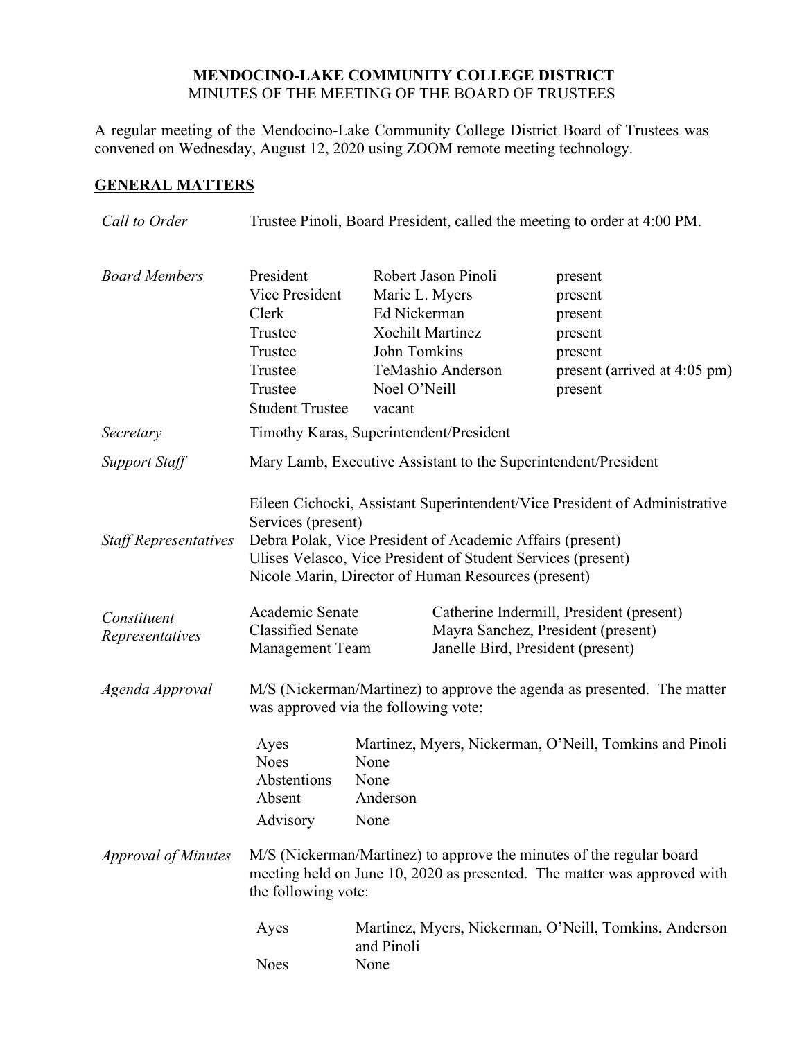**MENDOCINO-LAKE COMMUNITY COLLEGE DISTRICT**
MINUTES OF THE MEETING OF THE BOARD OF TRUSTEES

A regular meeting of the Mendocino-Lake Community College District Board of Trustees was convened on Wednesday, August 12, 2020 using ZOOM remote meeting technology.

## GENERAL MATTERS

*Call to Order*

Trustee Pinoli, Board President, called the meeting to order at 4:00 PM.

*Board Members*

| | | |
|---|---|---|
| President | Robert Jason Pinoli | present |
| Vice President | Marie L. Myers | present |
| Clerk | Ed Nickerman | present |
| Trustee | Xochilt Martinez | present |
| Trustee | John Tomkins | present |
| Trustee | TeMashio Anderson | present (arrived at 4:05 pm) |
| Trustee | Noel O'Neill | present |
| Student Trustee | vacant | |

*Secretary*

Timothy Karas, Superintendent/President

*Support Staff*

Mary Lamb, Executive Assistant to the Superintendent/President

*Staff Representatives*

Eileen Cichocki, Assistant Superintendent/Vice President of Administrative Services (present)
Debra Polak, Vice President of Academic Affairs (present)
Ulises Velasco, Vice President of Student Services (present)
Nicole Marin, Director of Human Resources (present)

*Constituent Representatives*

| | |
|---|---|
| Academic Senate | Catherine Indermill, President (present) |
| Classified Senate | Mayra Sanchez, President (present) |
| Management Team | Janelle Bird, President (present) |

*Agenda Approval*

M/S (Nickerman/Martinez) to approve the agenda as presented. The matter was approved via the following vote:

| | |
|---|---|
| Ayes | Martinez, Myers, Nickerman, O'Neill, Tomkins and Pinoli |
| Noes | None |
| Abstentions | None |
| Absent | Anderson |
| Advisory | None |

*Approval of Minutes*

M/S (Nickerman/Martinez) to approve the minutes of the regular board meeting held on June 10, 2020 as presented. The matter was approved with the following vote:

| | |
|---|---|
| Ayes | Martinez, Myers, Nickerman, O'Neill, Tomkins, Anderson and Pinoli |
| Noes | None |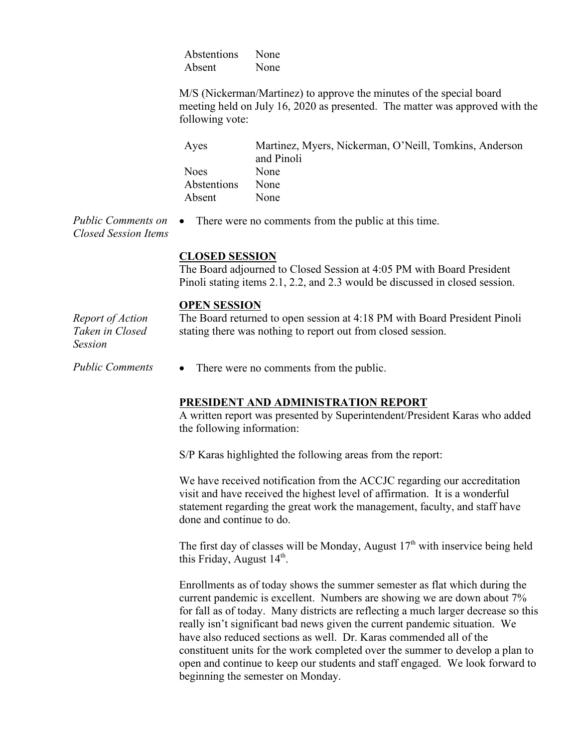| | |
|---|---|
| Abstentions | None |
| Absent | None |

M/S (Nickerman/Martinez) to approve the minutes of the special board meeting held on July 16, 2020 as presented. The matter was approved with the following vote:

| | |
|---|---|
| Ayes | Martinez, Myers, Nickerman, O'Neill, Tomkins, Anderson and Pinoli |
| Noes | None |
| Abstentions | None |
| Absent | None |

*Public Comments on Closed Session Items*

- There were no comments from the public at this time.

**CLOSED SESSION**

The Board adjourned to Closed Session at 4:05 PM with Board President Pinoli stating items 2.1, 2.2, and 2.3 would be discussed in closed session.

**OPEN SESSION**

*Report of Action Taken in Closed Session*

The Board returned to open session at 4:18 PM with Board President Pinoli stating there was nothing to report out from closed session.

*Public Comments*

- There were no comments from the public.

**PRESIDENT AND ADMINISTRATION REPORT**

A written report was presented by Superintendent/President Karas who added the following information:

S/P Karas highlighted the following areas from the report:

We have received notification from the ACCJC regarding our accreditation visit and have received the highest level of affirmation. It is a wonderful statement regarding the great work the management, faculty, and staff have done and continue to do.

The first day of classes will be Monday, August 17th with inservice being held this Friday, August 14th.

Enrollments as of today shows the summer semester as flat which during the current pandemic is excellent. Numbers are showing we are down about 7% for fall as of today. Many districts are reflecting a much larger decrease so this really isn't significant bad news given the current pandemic situation. We have also reduced sections as well. Dr. Karas commended all of the constituent units for the work completed over the summer to develop a plan to open and continue to keep our students and staff engaged. We look forward to beginning the semester on Monday.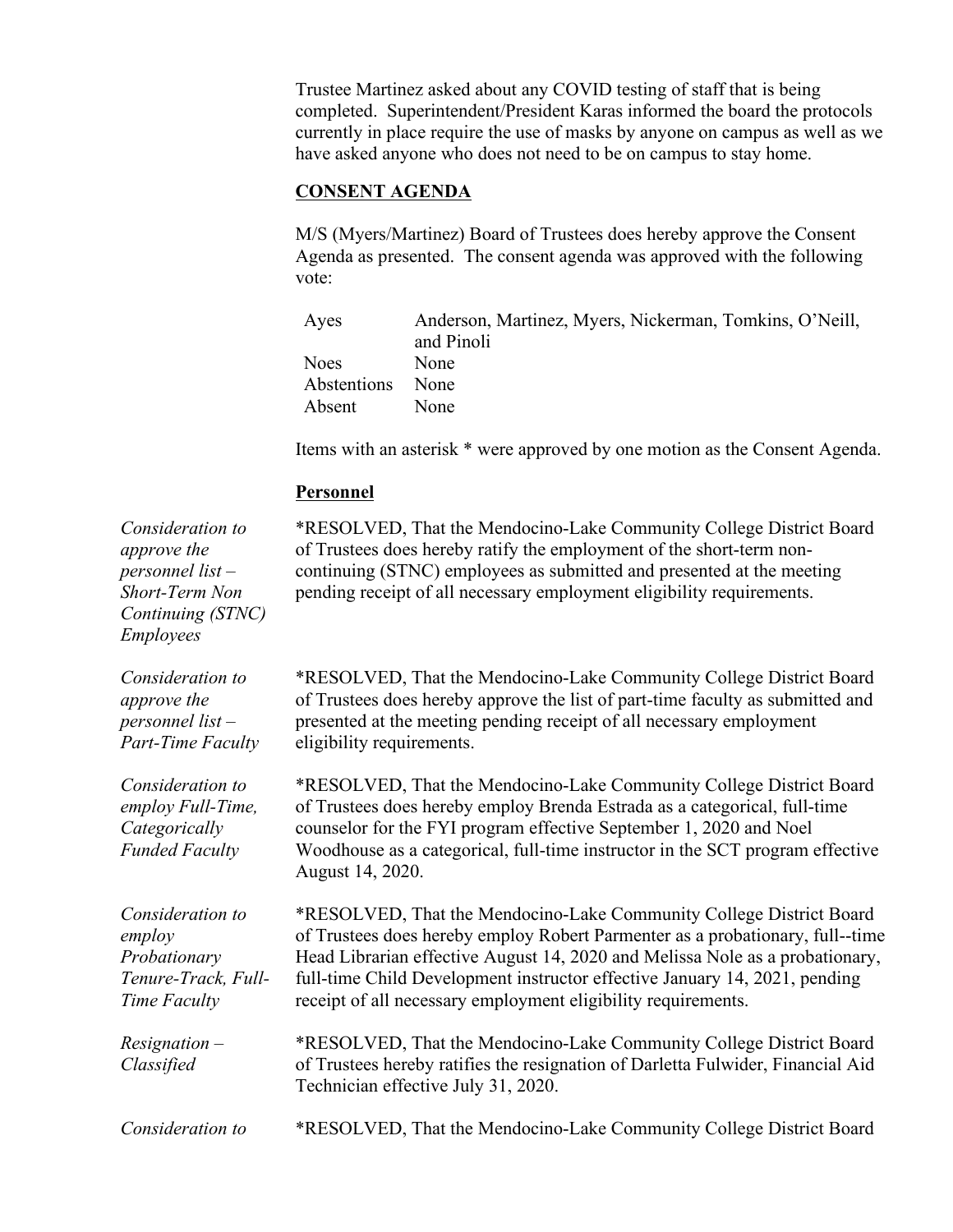Trustee Martinez asked about any COVID testing of staff that is being completed. Superintendent/President Karas informed the board the protocols currently in place require the use of masks by anyone on campus as well as we have asked anyone who does not need to be on campus to stay home.

## CONSENT AGENDA

M/S (Myers/Martinez) Board of Trustees does hereby approve the Consent Agenda as presented. The consent agenda was approved with the following vote:

| | |
|---|---|
| Ayes | Anderson, Martinez, Myers, Nickerman, Tomkins, O'Neill, and Pinoli |
| Noes | None |
| Abstentions | None |
| Absent | None |

Items with an asterisk * were approved by one motion as the Consent Agenda.

### Personnel

*Consideration to approve the personnel list – Short-Term Non Continuing (STNC) Employees*

*RESOLVED, That the Mendocino-Lake Community College District Board of Trustees does hereby ratify the employment of the short-term non-continuing (STNC) employees as submitted and presented at the meeting pending receipt of all necessary employment eligibility requirements.

*Consideration to approve the personnel list – Part-Time Faculty*

*RESOLVED, That the Mendocino-Lake Community College District Board of Trustees does hereby approve the list of part-time faculty as submitted and presented at the meeting pending receipt of all necessary employment eligibility requirements.

*Consideration to employ Full-Time, Categorically Funded Faculty*

*RESOLVED, That the Mendocino-Lake Community College District Board of Trustees does hereby employ Brenda Estrada as a categorical, full-time counselor for the FYI program effective September 1, 2020 and Noel Woodhouse as a categorical, full-time instructor in the SCT program effective August 14, 2020.

*Consideration to employ Probationary Tenure-Track, Full-Time Faculty*

*RESOLVED, That the Mendocino-Lake Community College District Board of Trustees does hereby employ Robert Parmenter as a probationary, full--time Head Librarian effective August 14, 2020 and Melissa Nole as a probationary, full-time Child Development instructor effective January 14, 2021, pending receipt of all necessary employment eligibility requirements.

*Resignation – Classified*

*RESOLVED, That the Mendocino-Lake Community College District Board of Trustees hereby ratifies the resignation of Darletta Fulwider, Financial Aid Technician effective July 31, 2020.

*Consideration to*

*RESOLVED, That the Mendocino-Lake Community College District Board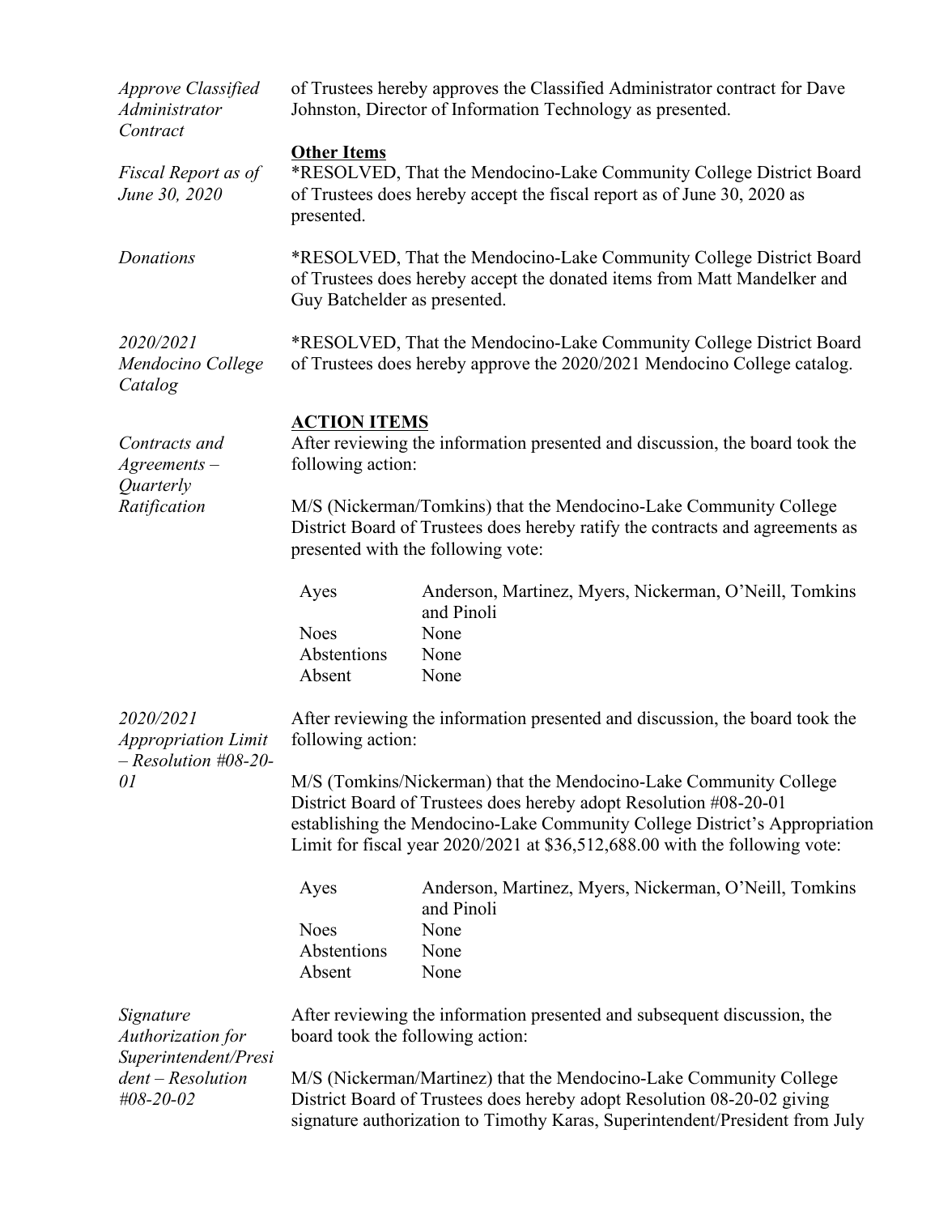*Approve Classified Administrator Contract*

of Trustees hereby approves the Classified Administrator contract for Dave Johnston, Director of Information Technology as presented.

**Other Items**

*Fiscal Report as of June 30, 2020*

*RESOLVED, That the Mendocino-Lake Community College District Board of Trustees does hereby accept the fiscal report as of June 30, 2020 as presented.

*Donations*

*RESOLVED, That the Mendocino-Lake Community College District Board of Trustees does hereby accept the donated items from Matt Mandelker and Guy Batchelder as presented.

*2020/2021 Mendocino College Catalog*

*RESOLVED, That the Mendocino-Lake Community College District Board of Trustees does hereby approve the 2020/2021 Mendocino College catalog.

**ACTION ITEMS**

*Contracts and Agreements – Quarterly Ratification*

After reviewing the information presented and discussion, the board took the following action:

M/S (Nickerman/Tomkins) that the Mendocino-Lake Community College District Board of Trustees does hereby ratify the contracts and agreements as presented with the following vote:

| | |
|---|---|
| Ayes | Anderson, Martinez, Myers, Nickerman, O'Neill, Tomkins and Pinoli |
| Noes | None |
| Abstentions | None |
| Absent | None |

*2020/2021 Appropriation Limit – Resolution #08-20-01*

After reviewing the information presented and discussion, the board took the following action:

M/S (Tomkins/Nickerman) that the Mendocino-Lake Community College District Board of Trustees does hereby adopt Resolution #08-20-01 establishing the Mendocino-Lake Community College District's Appropriation Limit for fiscal year 2020/2021 at $36,512,688.00 with the following vote:

| | |
|---|---|
| Ayes | Anderson, Martinez, Myers, Nickerman, O'Neill, Tomkins and Pinoli |
| Noes | None |
| Abstentions | None |
| Absent | None |

*Signature Authorization for Superintendent/President – Resolution #08-20-02*

After reviewing the information presented and subsequent discussion, the board took the following action:

M/S (Nickerman/Martinez) that the Mendocino-Lake Community College District Board of Trustees does hereby adopt Resolution 08-20-02 giving signature authorization to Timothy Karas, Superintendent/President from July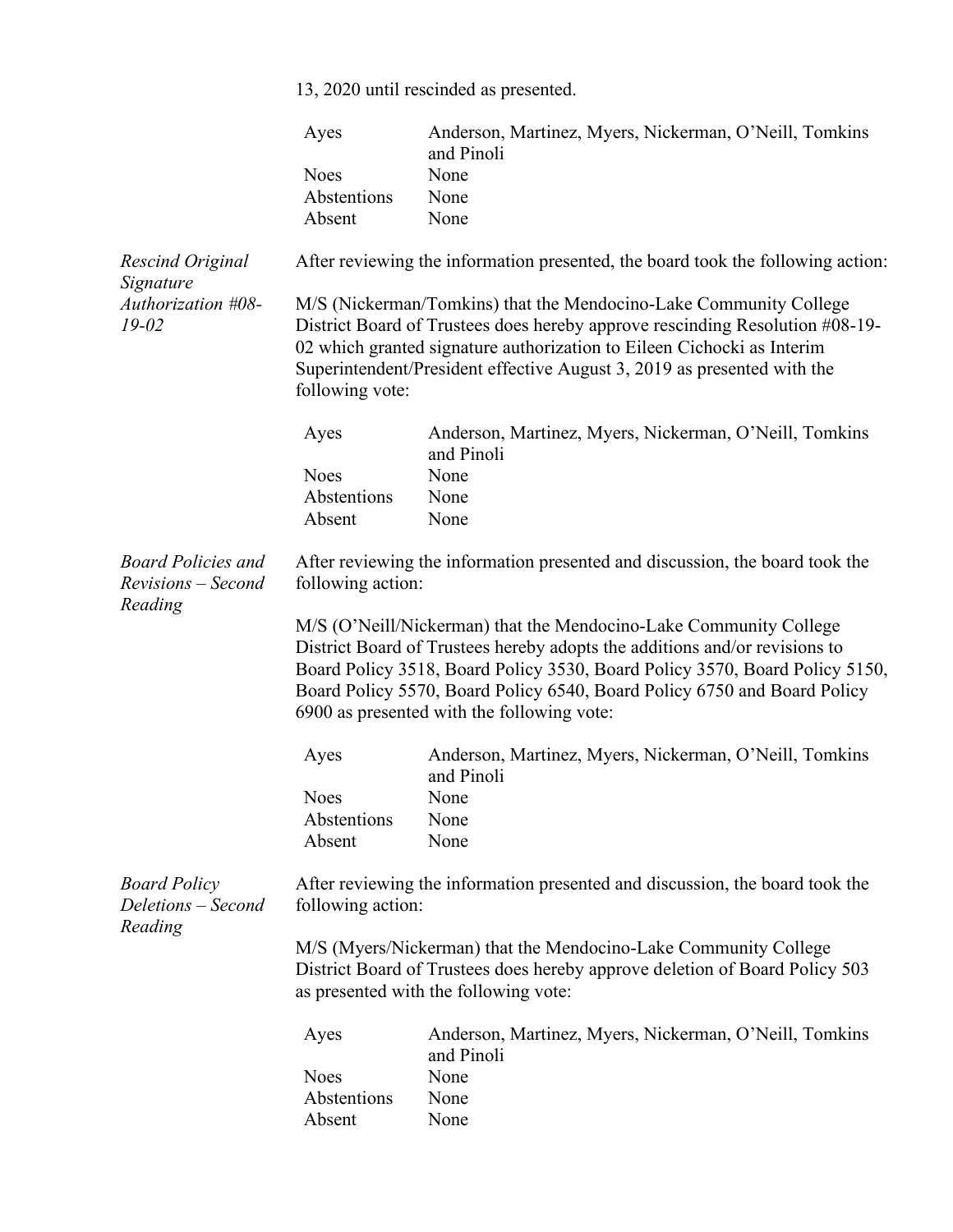13, 2020 until rescinded as presented.

| | |
|---|---|
| Ayes | Anderson, Martinez, Myers, Nickerman, O'Neill, Tomkins and Pinoli |
| Noes | None |
| Abstentions | None |
| Absent | None |

*Rescind Original Signature Authorization #08-19-02*

After reviewing the information presented, the board took the following action:

M/S (Nickerman/Tomkins) that the Mendocino-Lake Community College District Board of Trustees does hereby approve rescinding Resolution #08-19-02 which granted signature authorization to Eileen Cichocki as Interim Superintendent/President effective August 3, 2019 as presented with the following vote:

| | |
|---|---|
| Ayes | Anderson, Martinez, Myers, Nickerman, O'Neill, Tomkins and Pinoli |
| Noes | None |
| Abstentions | None |
| Absent | None |

*Board Policies and Revisions – Second Reading*

After reviewing the information presented and discussion, the board took the following action:

M/S (O'Neill/Nickerman) that the Mendocino-Lake Community College District Board of Trustees hereby adopts the additions and/or revisions to Board Policy 3518, Board Policy 3530, Board Policy 3570, Board Policy 5150, Board Policy 5570, Board Policy 6540, Board Policy 6750 and Board Policy 6900 as presented with the following vote:

| | |
|---|---|
| Ayes | Anderson, Martinez, Myers, Nickerman, O'Neill, Tomkins and Pinoli |
| Noes | None |
| Abstentions | None |
| Absent | None |

*Board Policy Deletions – Second Reading*

After reviewing the information presented and discussion, the board took the following action:

M/S (Myers/Nickerman) that the Mendocino-Lake Community College District Board of Trustees does hereby approve deletion of Board Policy 503 as presented with the following vote:

| | |
|---|---|
| Ayes | Anderson, Martinez, Myers, Nickerman, O'Neill, Tomkins and Pinoli |
| Noes | None |
| Abstentions | None |
| Absent | None |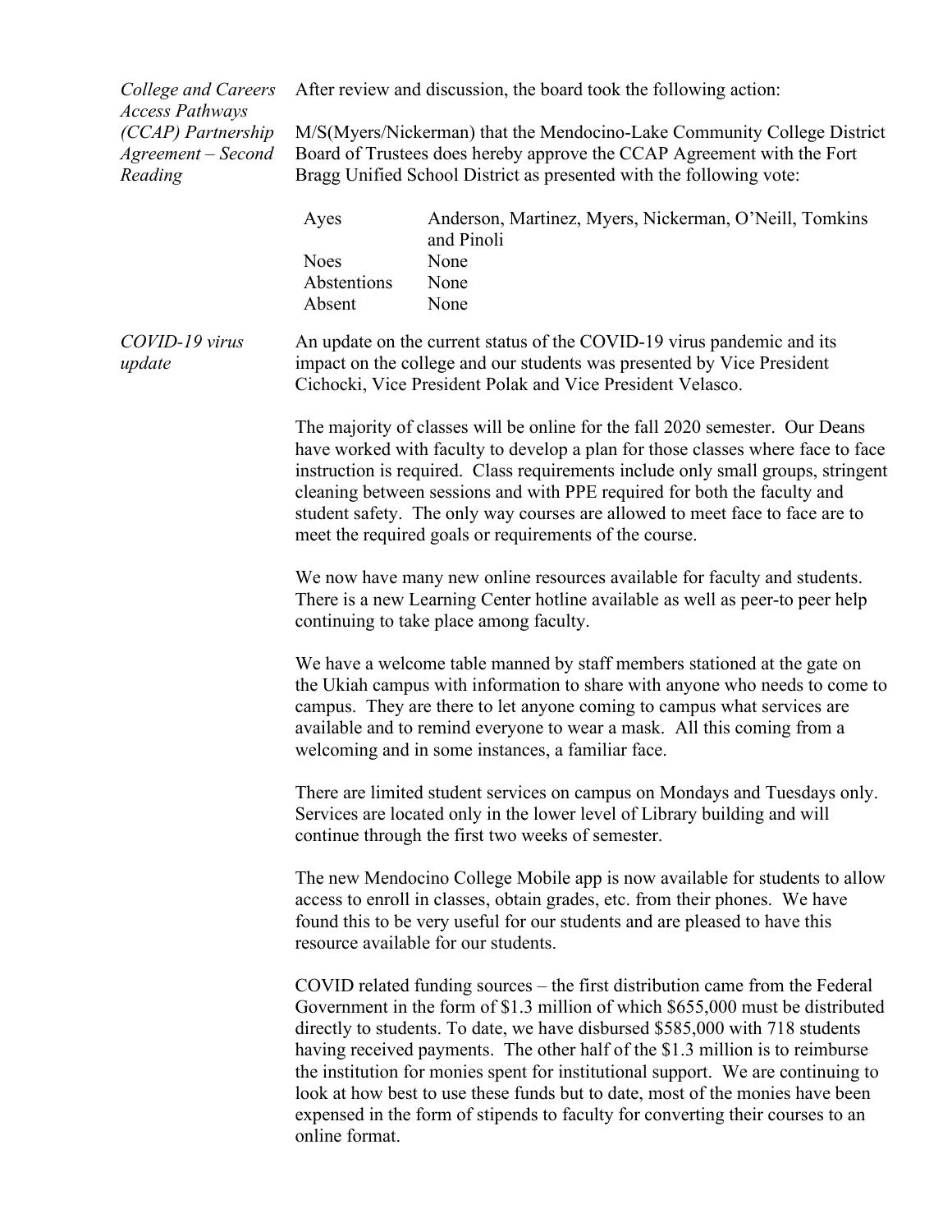*College and Careers Access Pathways (CCAP) Partnership Agreement – Second Reading*

After review and discussion, the board took the following action:

M/S(Myers/Nickerman) that the Mendocino-Lake Community College District Board of Trustees does hereby approve the CCAP Agreement with the Fort Bragg Unified School District as presented with the following vote:

| | |
|---|---|
| Ayes | Anderson, Martinez, Myers, Nickerman, O'Neill, Tomkins and Pinoli |
| Noes | None |
| Abstentions | None |
| Absent | None |

*COVID-19 virus update*

An update on the current status of the COVID-19 virus pandemic and its impact on the college and our students was presented by Vice President Cichocki, Vice President Polak and Vice President Velasco.

The majority of classes will be online for the fall 2020 semester. Our Deans have worked with faculty to develop a plan for those classes where face to face instruction is required. Class requirements include only small groups, stringent cleaning between sessions and with PPE required for both the faculty and student safety. The only way courses are allowed to meet face to face are to meet the required goals or requirements of the course.

We now have many new online resources available for faculty and students. There is a new Learning Center hotline available as well as peer-to peer help continuing to take place among faculty.

We have a welcome table manned by staff members stationed at the gate on the Ukiah campus with information to share with anyone who needs to come to campus. They are there to let anyone coming to campus what services are available and to remind everyone to wear a mask. All this coming from a welcoming and in some instances, a familiar face.

There are limited student services on campus on Mondays and Tuesdays only. Services are located only in the lower level of Library building and will continue through the first two weeks of semester.

The new Mendocino College Mobile app is now available for students to allow access to enroll in classes, obtain grades, etc. from their phones. We have found this to be very useful for our students and are pleased to have this resource available for our students.

COVID related funding sources – the first distribution came from the Federal Government in the form of $1.3 million of which $655,000 must be distributed directly to students. To date, we have disbursed $585,000 with 718 students having received payments. The other half of the $1.3 million is to reimburse the institution for monies spent for institutional support. We are continuing to look at how best to use these funds but to date, most of the monies have been expensed in the form of stipends to faculty for converting their courses to an online format.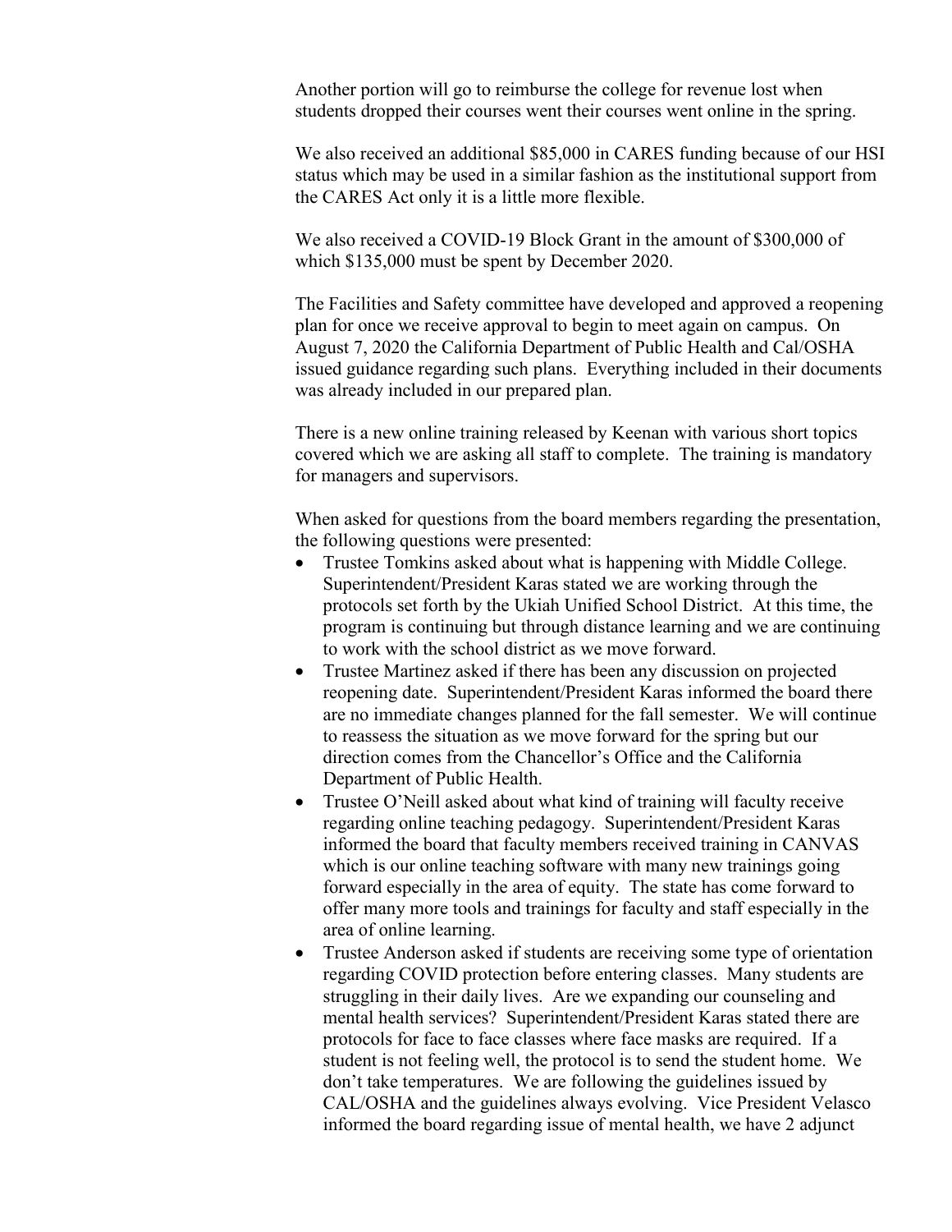Another portion will go to reimburse the college for revenue lost when students dropped their courses went their courses went online in the spring.

We also received an additional $85,000 in CARES funding because of our HSI status which may be used in a similar fashion as the institutional support from the CARES Act only it is a little more flexible.

We also received a COVID-19 Block Grant in the amount of $300,000 of which $135,000 must be spent by December 2020.

The Facilities and Safety committee have developed and approved a reopening plan for once we receive approval to begin to meet again on campus. On August 7, 2020 the California Department of Public Health and Cal/OSHA issued guidance regarding such plans. Everything included in their documents was already included in our prepared plan.

There is a new online training released by Keenan with various short topics covered which we are asking all staff to complete. The training is mandatory for managers and supervisors.

When asked for questions from the board members regarding the presentation, the following questions were presented:

- Trustee Tomkins asked about what is happening with Middle College. Superintendent/President Karas stated we are working through the protocols set forth by the Ukiah Unified School District. At this time, the program is continuing but through distance learning and we are continuing to work with the school district as we move forward.
- Trustee Martinez asked if there has been any discussion on projected reopening date. Superintendent/President Karas informed the board there are no immediate changes planned for the fall semester. We will continue to reassess the situation as we move forward for the spring but our direction comes from the Chancellor's Office and the California Department of Public Health.
- Trustee O'Neill asked about what kind of training will faculty receive regarding online teaching pedagogy. Superintendent/President Karas informed the board that faculty members received training in CANVAS which is our online teaching software with many new trainings going forward especially in the area of equity. The state has come forward to offer many more tools and trainings for faculty and staff especially in the area of online learning.
- Trustee Anderson asked if students are receiving some type of orientation regarding COVID protection before entering classes. Many students are struggling in their daily lives. Are we expanding our counseling and mental health services? Superintendent/President Karas stated there are protocols for face to face classes where face masks are required. If a student is not feeling well, the protocol is to send the student home. We don't take temperatures. We are following the guidelines issued by CAL/OSHA and the guidelines always evolving. Vice President Velasco informed the board regarding issue of mental health, we have 2 adjunct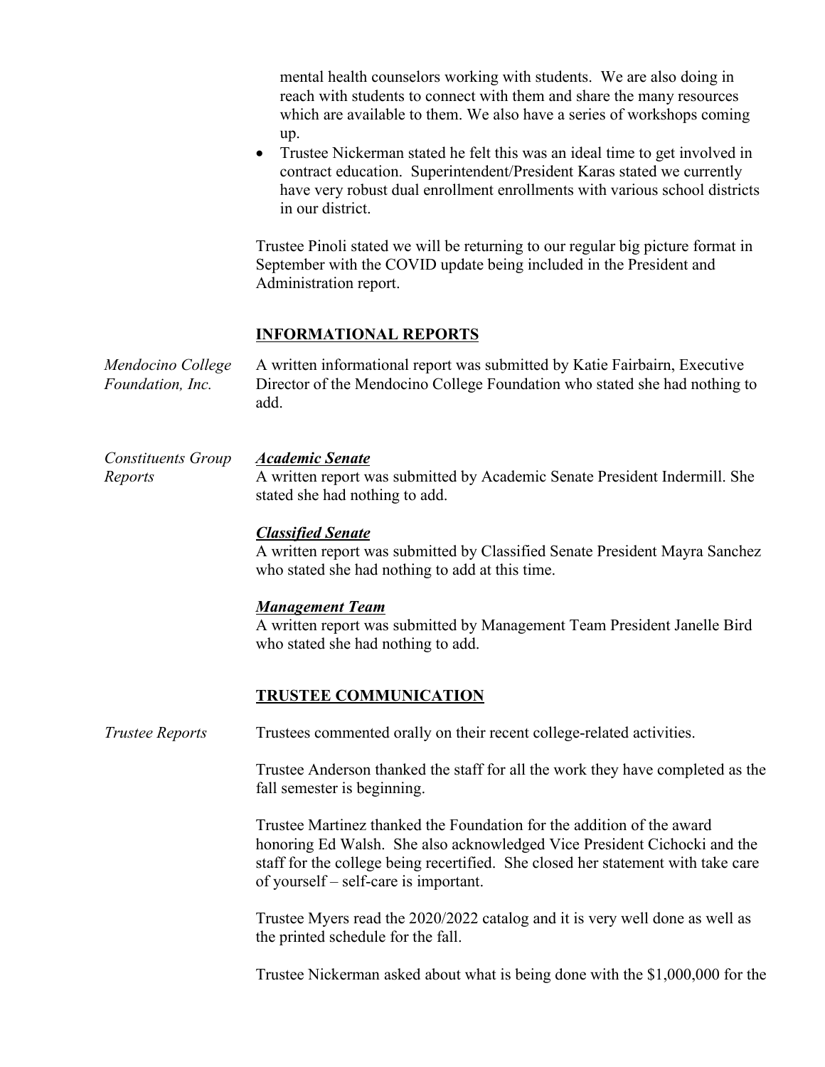mental health counselors working with students. We are also doing in reach with students to connect with them and share the many resources which are available to them. We also have a series of workshops coming up.

- Trustee Nickerman stated he felt this was an ideal time to get involved in contract education. Superintendent/President Karas stated we currently have very robust dual enrollment enrollments with various school districts in our district.

Trustee Pinoli stated we will be returning to our regular big picture format in September with the COVID update being included in the President and Administration report.

## INFORMATIONAL REPORTS

*Mendocino College Foundation, Inc.*

A written informational report was submitted by Katie Fairbairn, Executive Director of the Mendocino College Foundation who stated she had nothing to add.

*Constituents Group Reports*

***Academic Senate***

A written report was submitted by Academic Senate President Indermill. She stated she had nothing to add.

***Classified Senate***

A written report was submitted by Classified Senate President Mayra Sanchez who stated she had nothing to add at this time.

***Management Team***

A written report was submitted by Management Team President Janelle Bird who stated she had nothing to add.

## TRUSTEE COMMUNICATION

*Trustee Reports*

Trustees commented orally on their recent college-related activities.

Trustee Anderson thanked the staff for all the work they have completed as the fall semester is beginning.

Trustee Martinez thanked the Foundation for the addition of the award honoring Ed Walsh. She also acknowledged Vice President Cichocki and the staff for the college being recertified. She closed her statement with take care of yourself – self-care is important.

Trustee Myers read the 2020/2022 catalog and it is very well done as well as the printed schedule for the fall.

Trustee Nickerman asked about what is being done with the $1,000,000 for the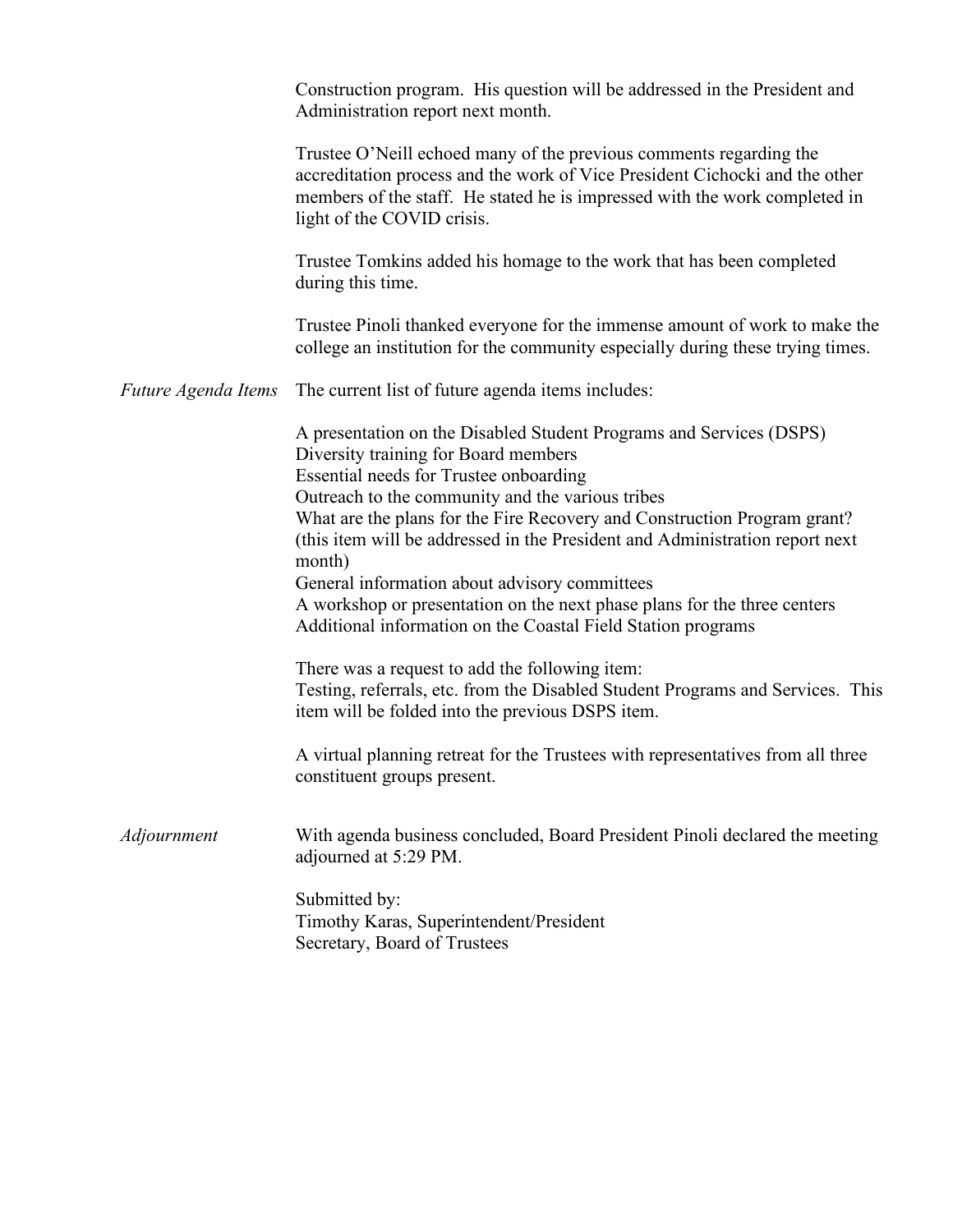Construction program. His question will be addressed in the President and Administration report next month.

Trustee O'Neill echoed many of the previous comments regarding the accreditation process and the work of Vice President Cichocki and the other members of the staff. He stated he is impressed with the work completed in light of the COVID crisis.

Trustee Tomkins added his homage to the work that has been completed during this time.

Trustee Pinoli thanked everyone for the immense amount of work to make the college an institution for the community especially during these trying times.

*Future Agenda Items*

The current list of future agenda items includes:

A presentation on the Disabled Student Programs and Services (DSPS)
Diversity training for Board members
Essential needs for Trustee onboarding
Outreach to the community and the various tribes
What are the plans for the Fire Recovery and Construction Program grant? (this item will be addressed in the President and Administration report next month)
General information about advisory committees
A workshop or presentation on the next phase plans for the three centers
Additional information on the Coastal Field Station programs

There was a request to add the following item:
Testing, referrals, etc. from the Disabled Student Programs and Services. This item will be folded into the previous DSPS item.

A virtual planning retreat for the Trustees with representatives from all three constituent groups present.

*Adjournment*

With agenda business concluded, Board President Pinoli declared the meeting adjourned at 5:29 PM.

Submitted by:
Timothy Karas, Superintendent/President
Secretary, Board of Trustees